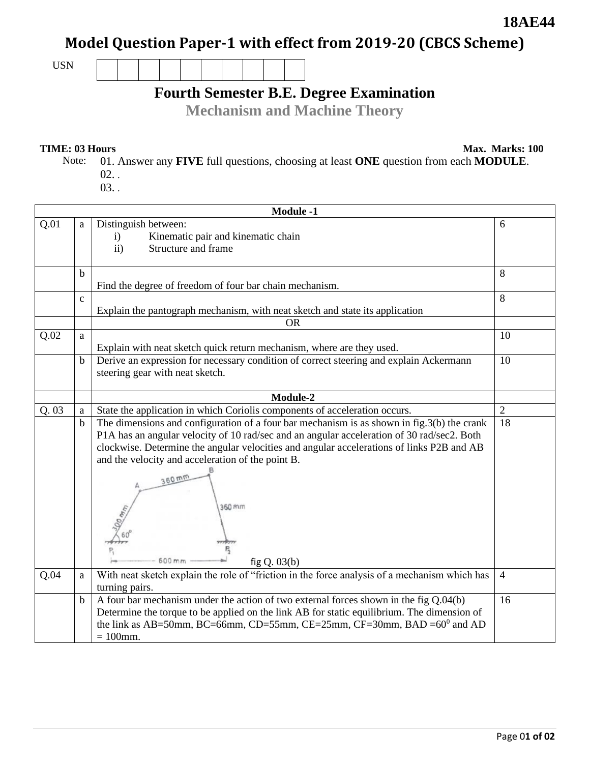**18AE44**

# Model Question Paper-1 with effect from 2019-20 (CBCS Scheme)

USN | | | | | | | | | | |

## Fourth Semester B.E. Degree Examination

## Mechanism and Machine Theory

**TIME: 03 Hours** **Max. Marks: 100**

Note: 01. Answer any **FIVE** full questions, choosing at least **ONE** question from each **MODULE**.
02. .
03. .

| | | **Module -1** | |
|---|---|---|---|
| Q.01 | a | Distinguish between:<br>i) Kinematic pair and kinematic chain<br>ii) Structure and frame | 6 |
| | b | Find the degree of freedom of four bar chain mechanism. | 8 |
| | c | Explain the pantograph mechanism, with neat sketch and state its application | 8 |
| | | OR | |
| Q.02 | a | Explain with neat sketch quick return mechanism, where are they used. | 10 |
| | b | Derive an expression for necessary condition of correct steering and explain Ackermann steering gear with neat sketch. | 10 |
| | | **Module-2** | |
| Q. 03 | a | State the application in which Coriolis components of acceleration occurs. | 2 |
| | b | The dimensions and configuration of a four bar mechanism is as shown in fig.3(b) the crank P1A has an angular velocity of 10 rad/sec and an angular acceleration of 30 rad/sec2. Both clockwise. Determine the angular velocities and angular accelerations of links P2B and AB and the velocity and acceleration of the point B.<br>fig Q. 03(b) | 18 |
| Q.04 | a | With neat sketch explain the role of "friction in the force analysis of a mechanism which has turning pairs. | 4 |
| | b | A four bar mechanism under the action of two external forces shown in the fig Q.04(b) Determine the torque to be applied on the link AB for static equilibrium. The dimension of the link as AB=50mm, BC=66mm, CD=55mm, CE=25mm, CF=30mm, BAD =$60^0$ and AD = 100mm. | 16 |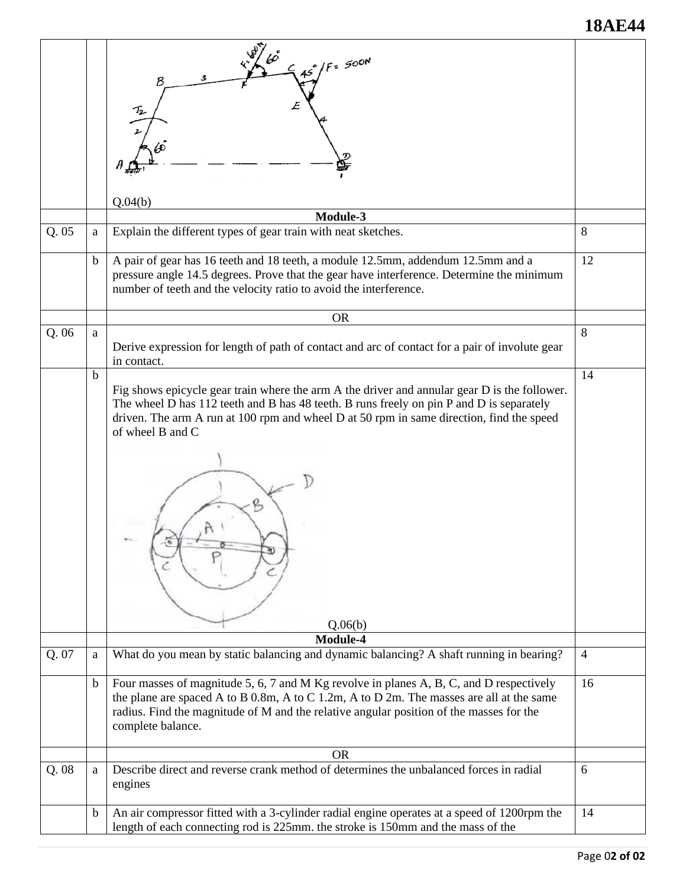| | | | |
|---|---|---|---|
| | | Q.04(b) | |
| | | **Module-3** | |
| Q. 05 | a | Explain the different types of gear train with neat sketches. | 8 |
| | b | A pair of gear has 16 teeth and 18 teeth, a module 12.5mm, addendum 12.5mm and a pressure angle 14.5 degrees. Prove that the gear have interference. Determine the minimum number of teeth and the velocity ratio to avoid the interference. | 12 |
| | | OR | |
| Q. 06 | a | Derive expression for length of path of contact and arc of contact for a pair of involute gear in contact. | 8 |
| | b | Fig shows epicycle gear train where the arm A the driver and annular gear D is the follower. The wheel D has 112 teeth and B has 48 teeth. B runs freely on pin P and D is separately driven. The arm A run at 100 rpm and wheel D at 50 rpm in same direction, find the speed of wheel B and C<br><br>Q.06(b) | 14 |
| | | **Module-4** | |
| Q. 07 | a | What do you mean by static balancing and dynamic balancing? A shaft running in bearing? | 4 |
| | b | Four masses of magnitude 5, 6, 7 and M Kg revolve in planes A, B, C, and D respectively the plane are spaced A to B 0.8m, A to C 1.2m, A to D 2m. The masses are all at the same radius. Find the magnitude of M and the relative angular position of the masses for the complete balance. | 16 |
| | | OR | |
| Q. 08 | a | Describe direct and reverse crank method of determines the unbalanced forces in radial engines | 6 |
| | b | An air compressor fitted with a 3-cylinder radial engine operates at a speed of 1200rpm the length of each connecting rod is 225mm. the stroke is 150mm and the mass of the | 14 |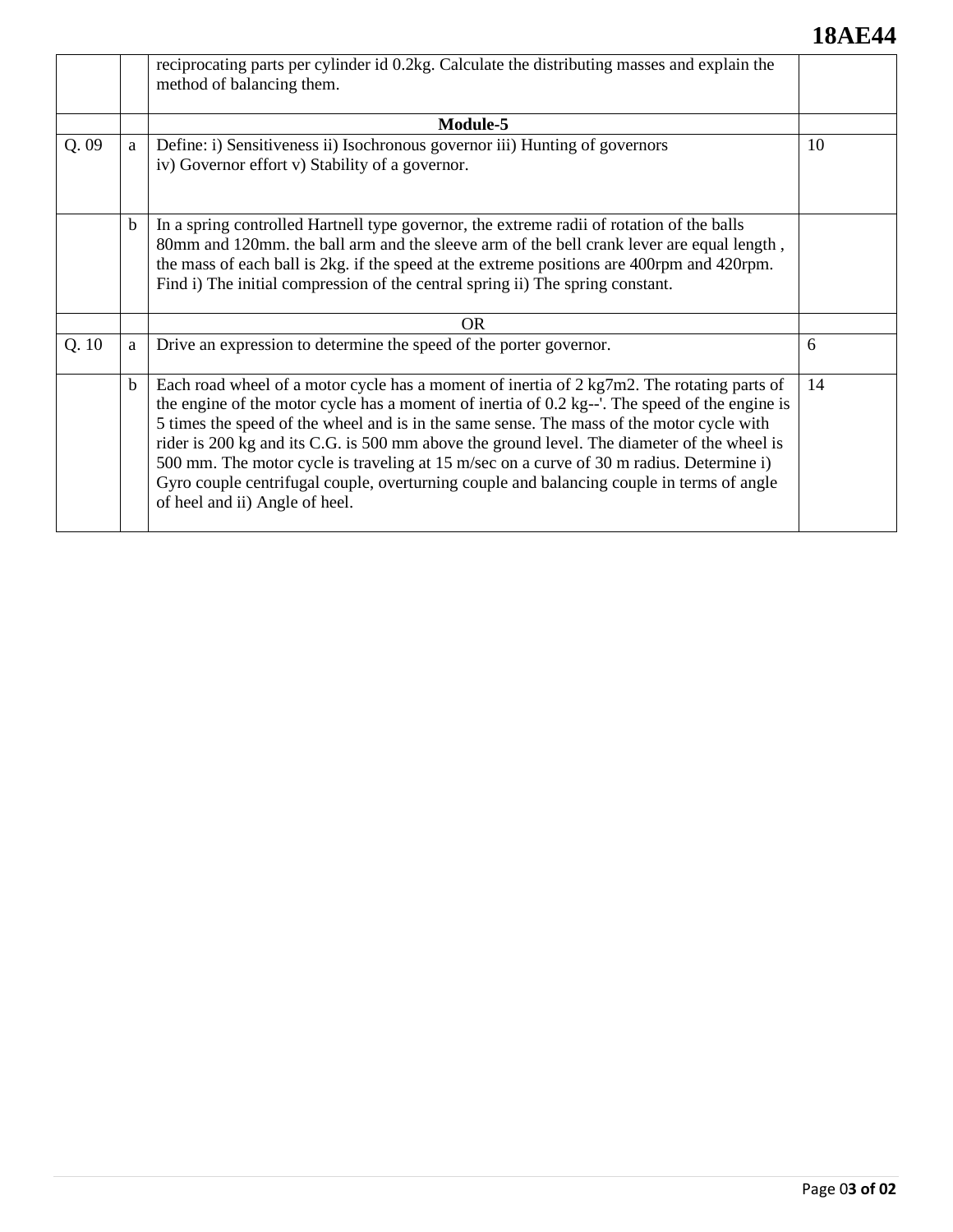| | | | |
|---|---|---|---|
| | | reciprocating parts per cylinder id 0.2kg. Calculate the distributing masses and explain the method of balancing them. | |
| | | **Module-5** | |
| Q. 09 | a | Define: i) Sensitiveness ii) Isochronous governor iii) Hunting of governors iv) Governor effort v) Stability of a governor. | 10 |
| | b | In a spring controlled Hartnell type governor, the extreme radii of rotation of the balls 80mm and 120mm. the ball arm and the sleeve arm of the bell crank lever are equal length , the mass of each ball is 2kg. if the speed at the extreme positions are 400rpm and 420rpm. Find i) The initial compression of the central spring ii) The spring constant. | |
| | | OR | |
| Q. 10 | a | Drive an expression to determine the speed of the porter governor. | 6 |
| | b | Each road wheel of a motor cycle has a moment of inertia of 2 kg7m2. The rotating parts of the engine of the motor cycle has a moment of inertia of 0.2 kg--'. The speed of the engine is 5 times the speed of the wheel and is in the same sense. The mass of the motor cycle with rider is 200 kg and its C.G. is 500 mm above the ground level. The diameter of the wheel is 500 mm. The motor cycle is traveling at 15 m/sec on a curve of 30 m radius. Determine i) Gyro couple centrifugal couple, overturning couple and balancing couple in terms of angle of heel and ii) Angle of heel. | 14 |